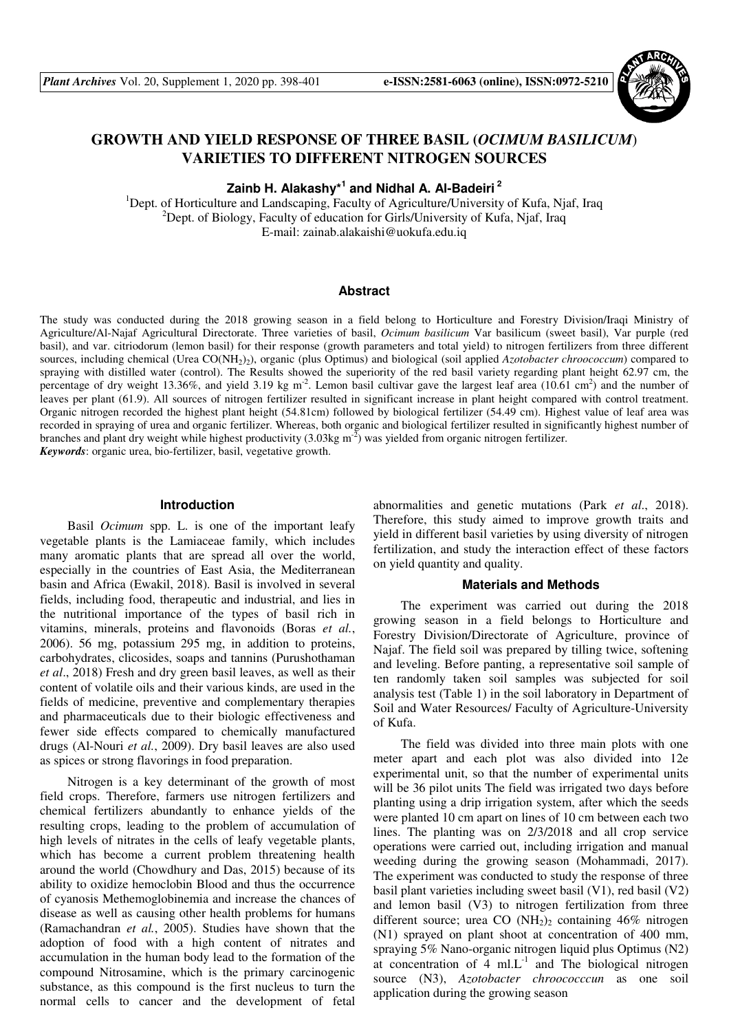# GROWTH AND YIELD RESPONSE OF THREE BASIL (*OCIMUM BASILICUM*) VARIETIES TO DIFFERENT NITROGEN SOURCES

**Zainb H. Alakashy*[1] and Nidhal A. Al-Badeiri[2]**

[1]Dept. of Horticulture and Landscaping, Faculty of Agriculture/University of Kufa, Njaf, Iraq
[2]Dept. of Biology, Faculty of education for Girls/University of Kufa, Njaf, Iraq
E-mail: zainab.alakaishi@uokufa.edu.iq

## Abstract

The study was conducted during the 2018 growing season in a field belong to Horticulture and Forestry Division/Iraqi Ministry of Agriculture/Al-Najaf Agricultural Directorate. Three varieties of basil, *Ocimum basilicum* Var basilicum (sweet basil), Var purple (red basil), and var. citriodorum (lemon basil) for their response (growth parameters and total yield) to nitrogen fertilizers from three different sources, including chemical (Urea $CO(NH_2)_2$), organic (plus Optimus) and biological (soil applied *Azotobacter chroococcum*) compared to spraying with distilled water (control). The Results showed the superiority of the red basil variety regarding plant height 62.97 cm, the percentage of dry weight 13.36%, and yield 3.19 kg $m^{-2}$. Lemon basil cultivar gave the largest leaf area (10.61 $cm^2$) and the number of leaves per plant (61.9). All sources of nitrogen fertilizer resulted in significant increase in plant height compared with control treatment. Organic nitrogen recorded the highest plant height (54.81cm) followed by biological fertilizer (54.49 cm). Highest value of leaf area was recorded in spraying of urea and organic fertilizer. Whereas, both organic and biological fertilizer resulted in significantly highest number of branches and plant dry weight while highest productivity (3.03kg $m^{-2}$) was yielded from organic nitrogen fertilizer.

***Keywords***: organic urea, bio-fertilizer, basil, vegetative growth.

## Introduction

Basil *Ocimum* spp. L. is one of the important leafy vegetable plants is the Lamiaceae family, which includes many aromatic plants that are spread all over the world, especially in the countries of East Asia, the Mediterranean basin and Africa (Ewakil, 2018). Basil is involved in several fields, including food, therapeutic and industrial, and lies in the nutritional importance of the types of basil rich in vitamins, minerals, proteins and flavonoids (Boras *et al.*, 2006). 56 mg, potassium 295 mg, in addition to proteins, carbohydrates, clicosides, soaps and tannins (Purushothaman *et al*., 2018) Fresh and dry green basil leaves, as well as their content of volatile oils and their various kinds, are used in the fields of medicine, preventive and complementary therapies and pharmaceuticals due to their biologic effectiveness and fewer side effects compared to chemically manufactured drugs (Al-Nouri *et al.*, 2009). Dry basil leaves are also used as spices or strong flavorings in food preparation.

Nitrogen is a key determinant of the growth of most field crops. Therefore, farmers use nitrogen fertilizers and chemical fertilizers abundantly to enhance yields of the resulting crops, leading to the problem of accumulation of high levels of nitrates in the cells of leafy vegetable plants, which has become a current problem threatening health around the world (Chowdhury and Das, 2015) because of its ability to oxidize hemoclobin Blood and thus the occurrence of cyanosis Methemoglobinemia and increase the chances of disease as well as causing other health problems for humans (Ramachandran *et al.*, 2005). Studies have shown that the adoption of food with a high content of nitrates and accumulation in the human body lead to the formation of the compound Nitrosamine, which is the primary carcinogenic substance, as this compound is the first nucleus to turn the normal cells to cancer and the development of fetal abnormalities and genetic mutations (Park *et al*., 2018). Therefore, this study aimed to improve growth traits and yield in different basil varieties by using diversity of nitrogen fertilization, and study the interaction effect of these factors on yield quantity and quality.

## Materials and Methods

The experiment was carried out during the 2018 growing season in a field belongs to Horticulture and Forestry Division/Directorate of Agriculture, province of Najaf. The field soil was prepared by tilling twice, softening and leveling. Before panting, a representative soil sample of ten randomly taken soil samples was subjected for soil analysis test (Table 1) in the soil laboratory in Department of Soil and Water Resources/ Faculty of Agriculture-University of Kufa.

The field was divided into three main plots with one meter apart and each plot was also divided into 12e experimental unit, so that the number of experimental units will be 36 pilot units The field was irrigated two days before planting using a drip irrigation system, after which the seeds were planted 10 cm apart on lines of 10 cm between each two lines. The planting was on 2/3/2018 and all crop service operations were carried out, including irrigation and manual weeding during the growing season (Mohammadi, 2017). The experiment was conducted to study the response of three basil plant varieties including sweet basil (V1), red basil (V2) and lemon basil (V3) to nitrogen fertilization from three different source; urea CO $(NH_2)_2$ containing 46% nitrogen (N1) sprayed on plant shoot at concentration of 400 mm, spraying 5% Nano-organic nitrogen liquid plus Optimus (N2) at concentration of 4 ml.$L^{-1}$ and The biological nitrogen source (N3), *Azotobacter chroococccun* as one soil application during the growing season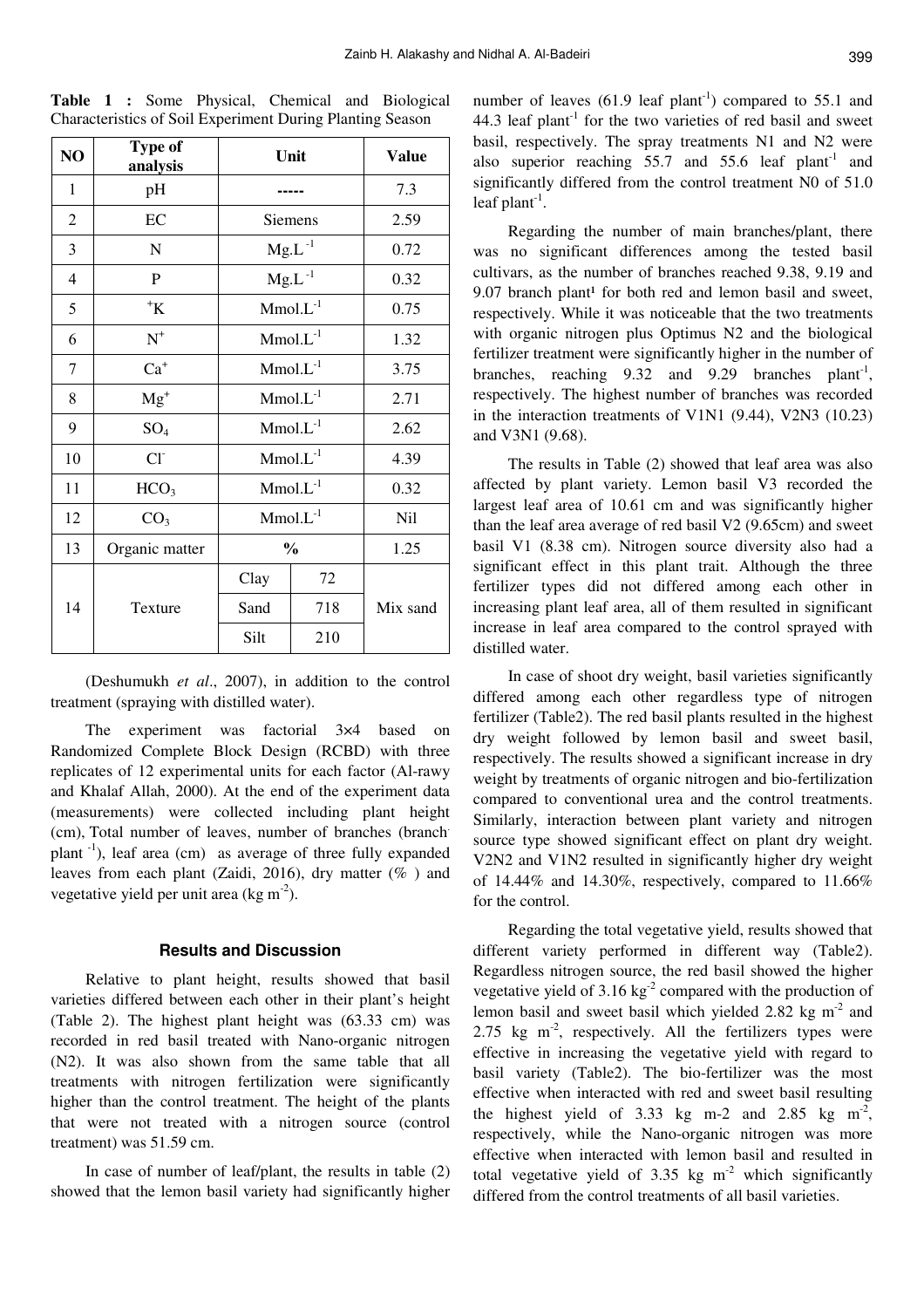**Table 1 :** Some Physical, Chemical and Biological Characteristics of Soil Experiment During Planting Season

| NO | Type of analysis | Unit | | Value |
|---|---|---|---|---|
| 1 | pH | ----- | | 7.3 |
| 2 | EC | Siemens | | 2.59 |
| 3 | N | $Mg.L^{-1}$ | | 0.72 |
| 4 | P | $Mg.L^{-1}$ | | 0.32 |
| 5 | $^{+}K$ | $Mmol.L^{-1}$ | | 0.75 |
| 6 | $N^{+}$ | $Mmol.L^{-1}$ | | 1.32 |
| 7 | $Ca^{+}$ | $Mmol.L^{-1}$ | | 3.75 |
| 8 | $Mg^{+}$ | $Mmol.L^{-1}$ | | 2.71 |
| 9 | $SO_4$ | $Mmol.L^{-1}$ | | 2.62 |
| 10 | $Cl^{-}$ | $Mmol.L^{-1}$ | | 4.39 |
| 11 | $HCO_3$ | $Mmol.L^{-1}$ | | 0.32 |
| 12 | $CO_3$ | $Mmol.L^{-1}$ | | Nil |
| 13 | Organic matter | % | | 1.25 |
| 14 | Texture | Clay | 72 | Mix sand |
| | | Sand | 718 | |
| | | Silt | 210 | |

(Deshumukh *et al*., 2007), in addition to the control treatment (spraying with distilled water).

The experiment was factorial 3×4 based on Randomized Complete Block Design (RCBD) with three replicates of 12 experimental units for each factor (Al-rawy and Khalaf Allah, 2000). At the end of the experiment data (measurements) were collected including plant height (cm), Total number of leaves, number of branches (branch plant $^{-1}$), leaf area (cm) as average of three fully expanded leaves from each plant (Zaidi, 2016), dry matter (% ) and vegetative yield per unit area (kg $m^{-2}$).

## Results and Discussion

Relative to plant height, results showed that basil varieties differed between each other in their plant's height (Table 2). The highest plant height was (63.33 cm) was recorded in red basil treated with Nano-organic nitrogen (N2). It was also shown from the same table that all treatments with nitrogen fertilization were significantly higher than the control treatment. The height of the plants that were not treated with a nitrogen source (control treatment) was 51.59 cm.

In case of number of leaf/plant, the results in table (2) showed that the lemon basil variety had significantly higher number of leaves (61.9 leaf plant$^{-1}$) compared to 55.1 and 44.3 leaf plant$^{-1}$ for the two varieties of red basil and sweet basil, respectively. The spray treatments N1 and N2 were also superior reaching 55.7 and 55.6 leaf plant$^{-1}$ and significantly differed from the control treatment N0 of 51.0 leaf plant$^{-1}$.

Regarding the number of main branches/plant, there was no significant differences among the tested basil cultivars, as the number of branches reached 9.38, 9.19 and 9.07 branch plant$^{1}$ for both red and lemon basil and sweet, respectively. While it was noticeable that the two treatments with organic nitrogen plus Optimus N2 and the biological fertilizer treatment were significantly higher in the number of branches, reaching 9.32 and 9.29 branches plant$^{-1}$, respectively. The highest number of branches was recorded in the interaction treatments of V1N1 (9.44), V2N3 (10.23) and V3N1 (9.68).

The results in Table (2) showed that leaf area was also affected by plant variety. Lemon basil V3 recorded the largest leaf area of 10.61 cm and was significantly higher than the leaf area average of red basil V2 (9.65cm) and sweet basil V1 (8.38 cm). Nitrogen source diversity also had a significant effect in this plant trait. Although the three fertilizer types did not differed among each other in increasing plant leaf area, all of them resulted in significant increase in leaf area compared to the control sprayed with distilled water.

In case of shoot dry weight, basil varieties significantly differed among each other regardless type of nitrogen fertilizer (Table2). The red basil plants resulted in the highest dry weight followed by lemon basil and sweet basil, respectively. The results showed a significant increase in dry weight by treatments of organic nitrogen and bio-fertilization compared to conventional urea and the control treatments. Similarly, interaction between plant variety and nitrogen source type showed significant effect on plant dry weight. V2N2 and V1N2 resulted in significantly higher dry weight of 14.44% and 14.30%, respectively, compared to 11.66% for the control.

Regarding the total vegetative yield, results showed that different variety performed in different way (Table2). Regardless nitrogen source, the red basil showed the higher vegetative yield of 3.16 kg$^{-2}$ compared with the production of lemon basil and sweet basil which yielded 2.82 kg $m^{-2}$ and 2.75 kg $m^{-2}$, respectively. All the fertilizers types were effective in increasing the vegetative yield with regard to basil variety (Table2). The bio-fertilizer was the most effective when interacted with red and sweet basil resulting the highest yield of 3.33 kg m-2 and 2.85 kg $m^{-2}$, respectively, while the Nano-organic nitrogen was more effective when interacted with lemon basil and resulted in total vegetative yield of 3.35 kg $m^{-2}$ which significantly differed from the control treatments of all basil varieties.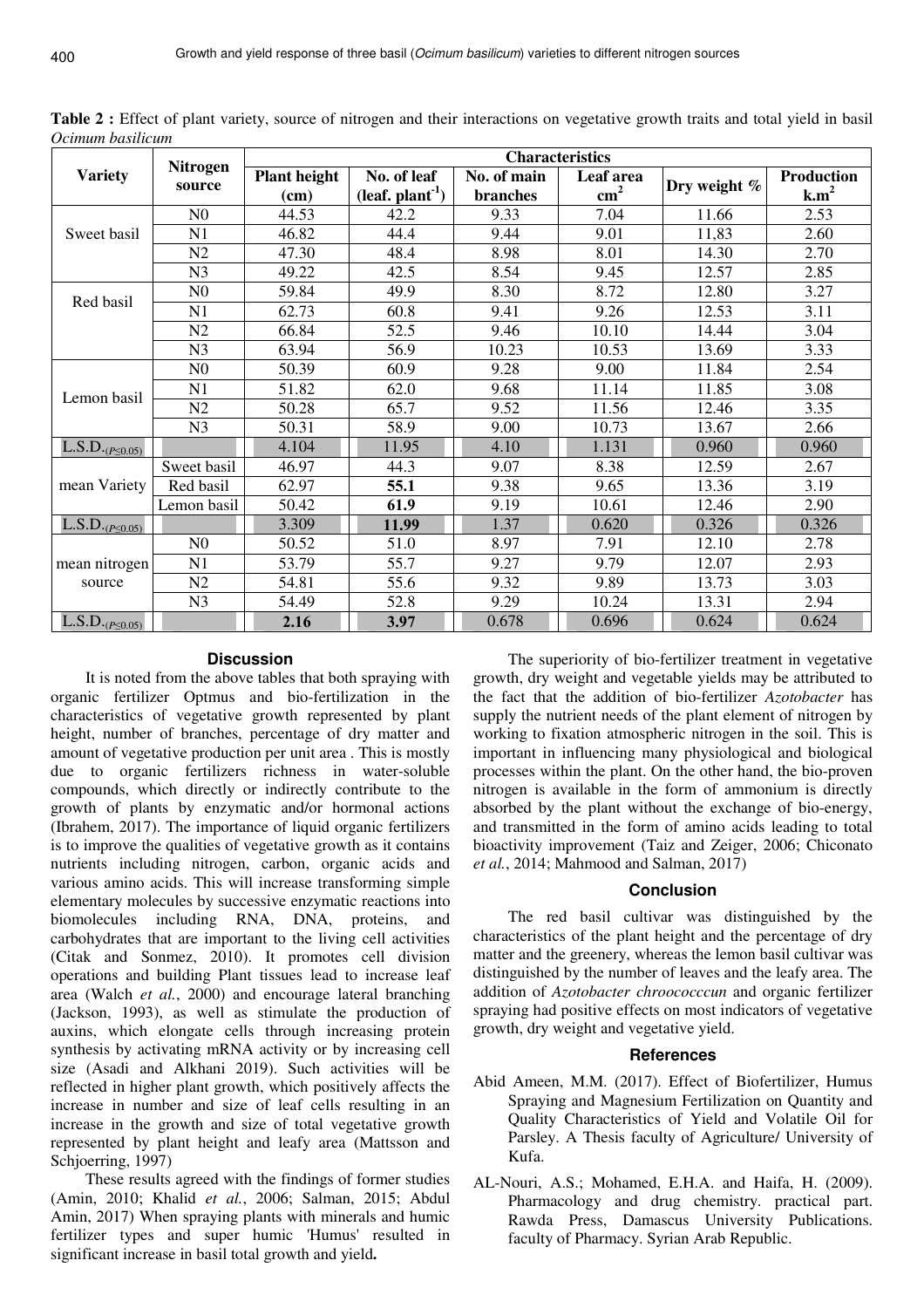**Table 2 :** Effect of plant variety, source of nitrogen and their interactions on vegetative growth traits and total yield in basil *Ocimum basilicum*

| Variety | Nitrogen source | Characteristics | | | | | |
|---|---|---|---|---|---|---|---|
| | | Plant height (cm) | No. of leaf (leaf. plant$^{-1}$) | No. of main branches | Leaf area $cm^2$ | Dry weight % | Production $k.m^2$ |
| Sweet basil | N0 | 44.53 | 42.2 | 9.33 | 7.04 | 11.66 | 2.53 |
| | N1 | 46.82 | 44.4 | 9.44 | 9.01 | 11,83 | 2.60 |
| | N2 | 47.30 | 48.4 | 8.98 | 8.01 | 14.30 | 2.70 |
| | N3 | 49.22 | 42.5 | 8.54 | 9.45 | 12.57 | 2.85 |
| Red basil | N0 | 59.84 | 49.9 | 8.30 | 8.72 | 12.80 | 3.27 |
| | N1 | 62.73 | 60.8 | 9.41 | 9.26 | 12.53 | 3.11 |
| | N2 | 66.84 | 52.5 | 9.46 | 10.10 | 14.44 | 3.04 |
| | N3 | 63.94 | 56.9 | 10.23 | 10.53 | 13.69 | 3.33 |
| Lemon basil | N0 | 50.39 | 60.9 | 9.28 | 9.00 | 11.84 | 2.54 |
| | N1 | 51.82 | 62.0 | 9.68 | 11.14 | 11.85 | 3.08 |
| | N2 | 50.28 | 65.7 | 9.52 | 11.56 | 12.46 | 3.35 |
| | N3 | 50.31 | 58.9 | 9.00 | 10.73 | 13.67 | 2.66 |
| L.S.D.$_{(P\leq0.05)}$ | | 4.104 | 11.95 | 4.10 | 1.131 | 0.960 | 0.960 |
| mean Variety | Sweet basil | 46.97 | 44.3 | 9.07 | 8.38 | 12.59 | 2.67 |
| | Red basil | 62.97 | **55.1** | 9.38 | 9.65 | 13.36 | 3.19 |
| | Lemon basil | 50.42 | **61.9** | 9.19 | 10.61 | 12.46 | 2.90 |
| L.S.D.$_{(P\leq0.05)}$ | | 3.309 | **11.99** | 1.37 | 0.620 | 0.326 | 0.326 |
| mean nitrogen source | N0 | 50.52 | 51.0 | 8.97 | 7.91 | 12.10 | 2.78 |
| | N1 | 53.79 | 55.7 | 9.27 | 9.79 | 12.07 | 2.93 |
| | N2 | 54.81 | 55.6 | 9.32 | 9.89 | 13.73 | 3.03 |
| | N3 | 54.49 | 52.8 | 9.29 | 10.24 | 13.31 | 2.94 |
| L.S.D.$_{(P\leq0.05)}$ | | **2.16** | **3.97** | 0.678 | 0.696 | 0.624 | 0.624 |

## Discussion

It is noted from the above tables that both spraying with organic fertilizer Optmus and bio-fertilization in the characteristics of vegetative growth represented by plant height, number of branches, percentage of dry matter and amount of vegetative production per unit area . This is mostly due to organic fertilizers richness in water-soluble compounds, which directly or indirectly contribute to the growth of plants by enzymatic and/or hormonal actions (Ibrahem, 2017). The importance of liquid organic fertilizers is to improve the qualities of vegetative growth as it contains nutrients including nitrogen, carbon, organic acids and various amino acids. This will increase transforming simple elementary molecules by successive enzymatic reactions into biomolecules including RNA, DNA, proteins, and carbohydrates that are important to the living cell activities (Citak and Sonmez, 2010). It promotes cell division operations and building Plant tissues lead to increase leaf area (Walch *et al.*, 2000) and encourage lateral branching (Jackson, 1993), as well as stimulate the production of auxins, which elongate cells through increasing protein synthesis by activating mRNA activity or by increasing cell size (Asadi and Alkhani 2019). Such activities will be reflected in higher plant growth, which positively affects the increase in number and size of leaf cells resulting in an increase in the growth and size of total vegetative growth represented by plant height and leafy area (Mattsson and Schjoerring, 1997)

These results agreed with the findings of former studies (Amin, 2010; Khalid *et al.*, 2006; Salman, 2015; Abdul Amin, 2017) When spraying plants with minerals and humic fertilizer types and super humic 'Humus' resulted in significant increase in basil total growth and yield**.**

The superiority of bio-fertilizer treatment in vegetative growth, dry weight and vegetable yields may be attributed to the fact that the addition of bio-fertilizer *Azotobacter* has supply the nutrient needs of the plant element of nitrogen by working to fixation atmospheric nitrogen in the soil. This is important in influencing many physiological and biological processes within the plant. On the other hand, the bio-proven nitrogen is available in the form of ammonium is directly absorbed by the plant without the exchange of bio-energy, and transmitted in the form of amino acids leading to total bioactivity improvement (Taiz and Zeiger, 2006; Chiconato *et al.*, 2014; Mahmood and Salman, 2017)

## Conclusion

The red basil cultivar was distinguished by the characteristics of the plant height and the percentage of dry matter and the greenery, whereas the lemon basil cultivar was distinguished by the number of leaves and the leafy area. The addition of *Azotobacter chroococccun* and organic fertilizer spraying had positive effects on most indicators of vegetative growth, dry weight and vegetative yield.

## References

Abid Ameen, M.M. (2017). Effect of Biofertilizer, Humus Spraying and Magnesium Fertilization on Quantity and Quality Characteristics of Yield and Volatile Oil for Parsley. A Thesis faculty of Agriculture/ University of Kufa.

AL-Nouri, A.S.; Mohamed, E.H.A. and Haifa, H. (2009). Pharmacology and drug chemistry. practical part. Rawda Press, Damascus University Publications. faculty of Pharmacy. Syrian Arab Republic.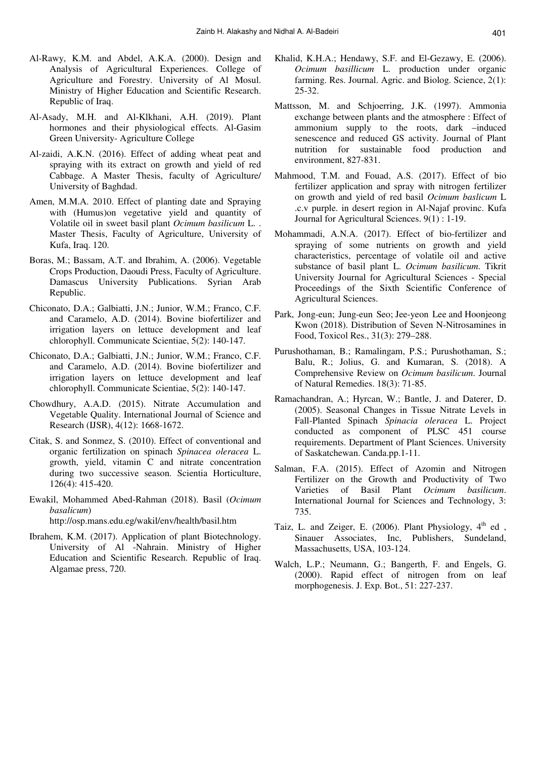Al-Rawy, K.M. and Abdel, A.K.A. (2000). Design and Analysis of Agricultural Experiences. College of Agriculture and Forestry. University of Al Mosul. Ministry of Higher Education and Scientific Research. Republic of Iraq.

Al-Asady, M.H. and Al-Klkhani, A.H. (2019). Plant hormones and their physiological effects. Al-Gasim Green University- Agriculture College

Al-zaidi, A.K.N. (2016). Effect of adding wheat peat and spraying with its extract on growth and yield of red Cabbage. A Master Thesis, faculty of Agriculture/ University of Baghdad.

Amen, M.M.A. 2010. Effect of planting date and Spraying with (Humus)on vegetative yield and quantity of Volatile oil in sweet basil plant *Ocimum basilicum* L. . Master Thesis, Faculty of Agriculture, University of Kufa, Iraq. 120.

Boras, M.; Bassam, A.T. and Ibrahim, A. (2006). Vegetable Crops Production, Daoudi Press, Faculty of Agriculture. Damascus University Publications. Syrian Arab Republic.

Chiconato, D.A.; Galbiatti, J.N.; Junior, W.M.; Franco, C.F. and Caramelo, A.D. (2014). Bovine biofertilizer and irrigation layers on lettuce development and leaf chlorophyll. Communicate Scientiae, 5(2): 140-147.

Chiconato, D.A.; Galbiatti, J.N.; Junior, W.M.; Franco, C.F. and Caramelo, A.D. (2014). Bovine biofertilizer and irrigation layers on lettuce development and leaf chlorophyll. Communicate Scientiae, 5(2): 140-147.

Chowdhury, A.A.D. (2015). Nitrate Accumulation and Vegetable Quality. International Journal of Science and Research (IJSR), 4(12): 1668-1672.

Citak, S. and Sonmez, S. (2010). Effect of conventional and organic fertilization on spinach *Spinacea oleracea* L. growth, yield, vitamin C and nitrate concentration during two successive season. Scientia Horticulture, 126(4): 415-420.

Ewakil, Mohammed Abed-Rahman (2018). Basil (*Ocimum basalicum*) http://osp.mans.edu.eg/wakil/env/health/basil.htm

Ibrahem, K.M. (2017). Application of plant Biotechnology. University of Al -Nahrain. Ministry of Higher Education and Scientific Research. Republic of Iraq. Algamae press, 720.

Khalid, K.H.A.; Hendawy, S.F. and El-Gezawy, E. (2006). *Ocimum basillicum* L. production under organic farming. Res. Journal. Agric. and Biolog. Science, 2(1): 25-32.

Mattsson, M. and Schjoerring, J.K. (1997). Ammonia exchange between plants and the atmosphere : Effect of ammonium supply to the roots, dark –induced senescence and reduced GS activity. Journal of Plant nutrition for sustainable food production and environment, 827-831.

Mahmood, T.M. and Fouad, A.S. (2017). Effect of bio fertilizer application and spray with nitrogen fertilizer on growth and yield of red basil *Ocimum baslicum* L .c.v purple. in desert region in Al-Najaf provinc. Kufa Journal for Agricultural Sciences. 9(1) : 1-19.

Mohammadi, A.N.A. (2017). Effect of bio-fertilizer and spraying of some nutrients on growth and yield characteristics, percentage of volatile oil and active substance of basil plant L. *Ocimum basilicum*. Tikrit University Journal for Agricultural Sciences - Special Proceedings of the Sixth Scientific Conference of Agricultural Sciences.

Park, Jong-eun; Jung-eun Seo; Jee-yeon Lee and Hoonjeong Kwon (2018). Distribution of Seven N-Nitrosamines in Food, Toxicol Res., 31(3): 279–288.

Purushothaman, B.; Ramalingam, P.S.; Purushothaman, S.; Balu, R.; Jolius, G. and Kumaran, S. (2018). A Comprehensive Review on *Ocimum basilicum*. Journal of Natural Remedies. 18(3): 71-85.

Ramachandran, A.; Hyrcan, W.; Bantle, J. and Daterer, D. (2005). Seasonal Changes in Tissue Nitrate Levels in Fall-Planted Spinach *Spinacia oleracea* L. Project conducted as component of PLSC 451 course requirements. Department of Plant Sciences. University of Saskatchewan. Canda.pp.1-11.

Salman, F.A. (2015). Effect of Azomin and Nitrogen Fertilizer on the Growth and Productivity of Two Varieties of Basil Plant *Ocimum basilicum*. International Journal for Sciences and Technology, 3: 735.

Taiz, L. and Zeiger, E. (2006). Plant Physiology, 4th ed , Sinauer Associates, Inc, Publishers, Sundeland, Massachusetts, USA, 103-124.

Walch, L.P.; Neumann, G.; Bangerth, F. and Engels, G. (2000). Rapid effect of nitrogen from on leaf morphogenesis. J. Exp. Bot., 51: 227-237.